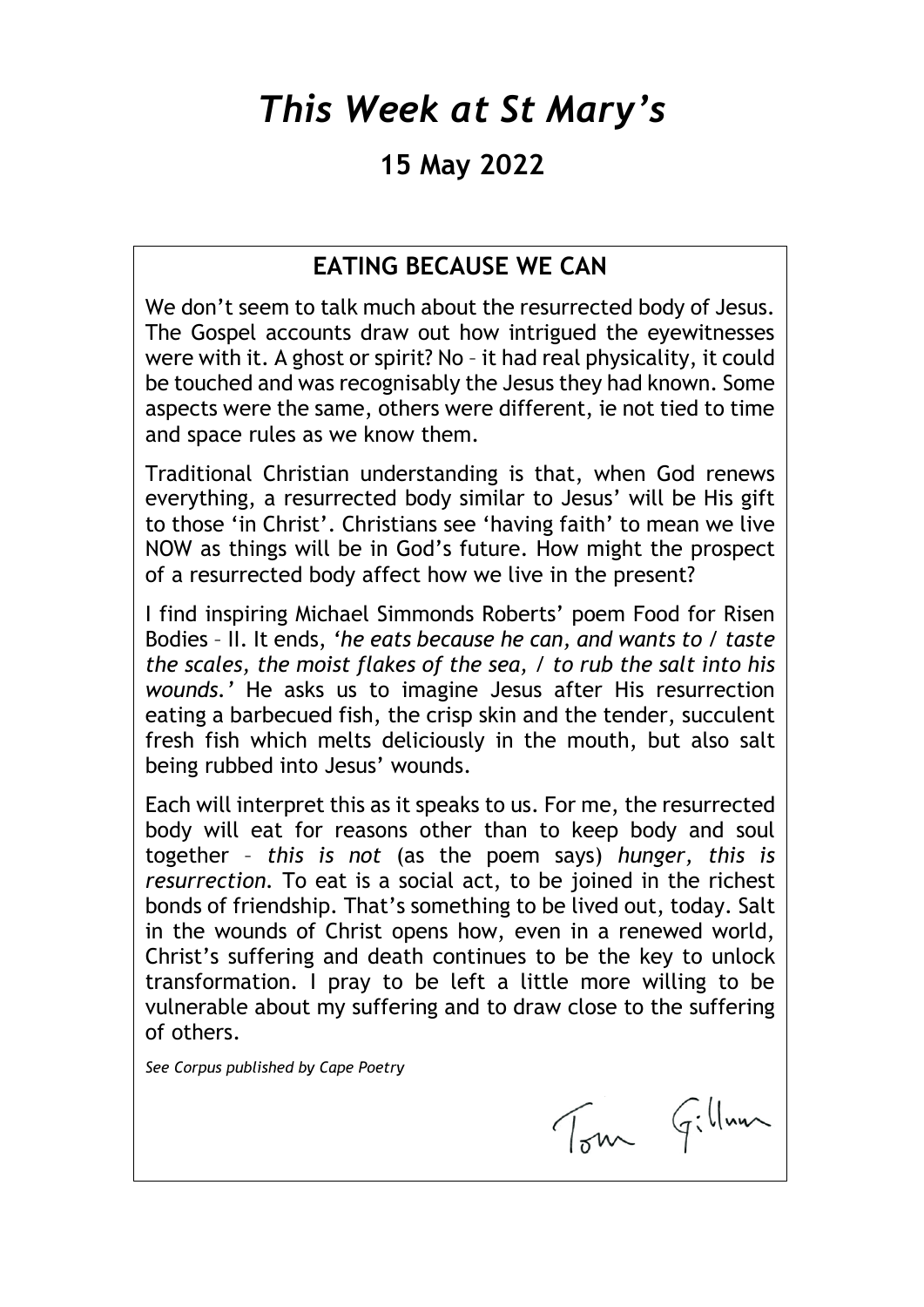# *This Week at St Mary's*

## 15 May 2022

### EATING BECAUSE WE CAN

We don't seem to talk much about the resurrected body of Jesus. The Gospel accounts draw out how intrigued the eyewitnesses were with it. A ghost or spirit? No – it had real physicality, it could be touched and was recognisably the Jesus they had known. Some aspects were the same, others were different, ie not tied to time and space rules as we know them.

Traditional Christian understanding is that, when God renews everything, a resurrected body similar to Jesus' will be His gift to those 'in Christ'. Christians see 'having faith' to mean we live NOW as things will be in God's future. How might the prospect of a resurrected body affect how we live in the present?

I find inspiring Michael Simmonds Roberts' poem Food for Risen Bodies – II. It ends, *'he eats because he can, and wants to / taste the scales, the moist flakes of the sea, / to rub the salt into his wounds.'* He asks us to imagine Jesus after His resurrection eating a barbecued fish, the crisp skin and the tender, succulent fresh fish which melts deliciously in the mouth, but also salt being rubbed into Jesus' wounds.

Each will interpret this as it speaks to us. For me, the resurrected body will eat for reasons other than to keep body and soul together – *this is not* (as the poem says) *hunger, this is resurrection.* To eat is a social act, to be joined in the richest bonds of friendship. That's something to be lived out, today. Salt in the wounds of Christ opens how, even in a renewed world, Christ's suffering and death continues to be the key to unlock transformation. I pray to be left a little more willing to be vulnerable about my suffering and to draw close to the suffering of others.

*See Corpus published by Cape Poetry*

Tom Gillum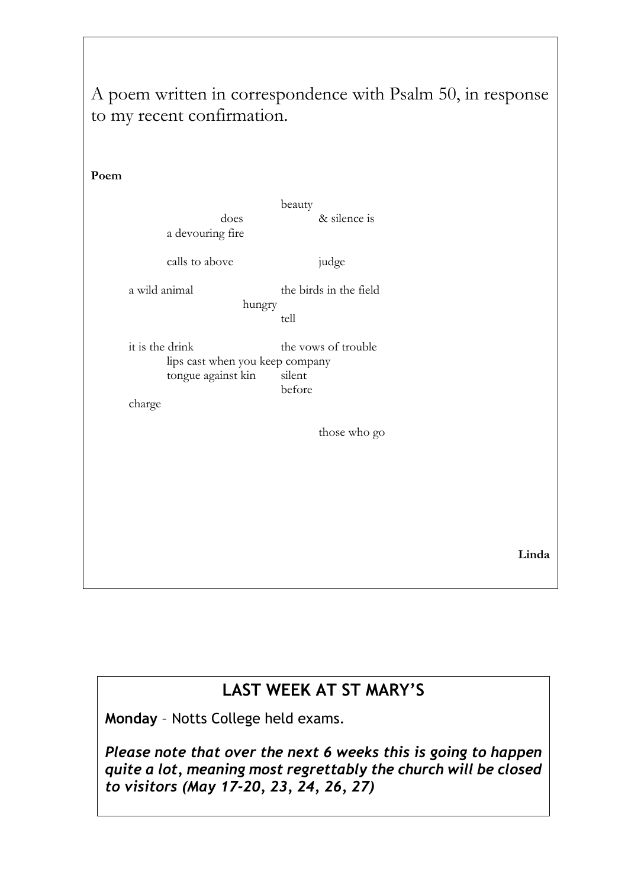A poem written in correspondence with Psalm 50, in response to my recent confirmation.

**Poem**

```
                              beauty
                  does                  & silence is
        a devouring fire

        calls to above                  judge

a wild animal                   the birds in the field
                         hungry
                                tell

it is the drink                 the vows of trouble
        lips cast when you keep company
        tongue against kin      silent
                                before
charge

                                        those who go
```

**Linda**

## LAST WEEK AT ST MARY'S

**Monday** – Notts College held exams.

***Please note that over the next 6 weeks this is going to happen quite a lot, meaning most regrettably the church will be closed to visitors (May 17-20, 23, 24, 26, 27)***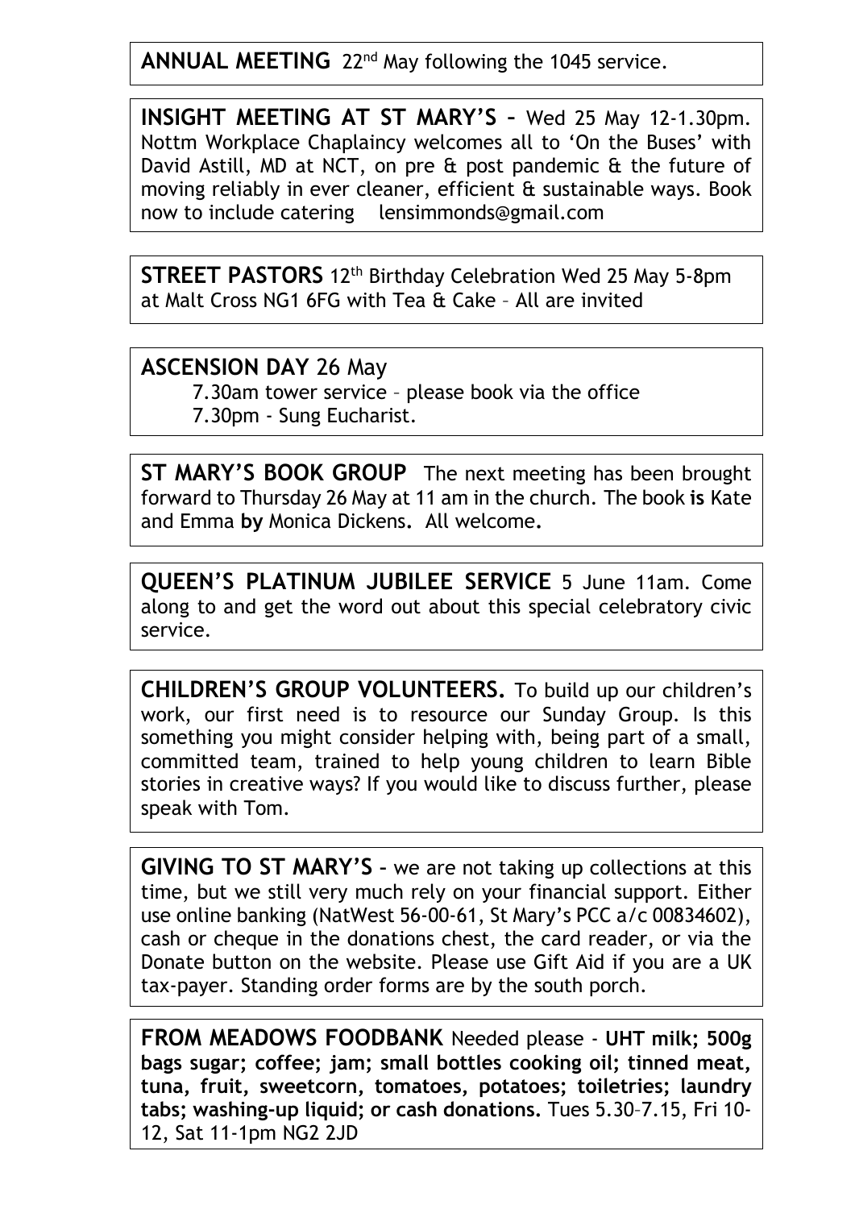**ANNUAL MEETING** 22nd May following the 1045 service.

**INSIGHT MEETING AT ST MARY'S –** Wed 25 May 12-1.30pm. Nottm Workplace Chaplaincy welcomes all to 'On the Buses' with David Astill, MD at NCT, on pre & post pandemic & the future of moving reliably in ever cleaner, efficient & sustainable ways. Book now to include catering lensimmonds@gmail.com

**STREET PASTORS** 12th Birthday Celebration Wed 25 May 5-8pm at Malt Cross NG1 6FG with Tea & Cake – All are invited

**ASCENSION DAY** 26 May

7.30am tower service – please book via the office

7.30pm - Sung Eucharist.

**ST MARY'S BOOK GROUP** The next meeting has been brought forward to Thursday 26 May at 11 am in the church. The book **is** Kate and Emma **by** Monica Dickens**.** All welcome**.**

**QUEEN'S PLATINUM JUBILEE SERVICE** 5 June 11am. Come along to and get the word out about this special celebratory civic service.

**CHILDREN'S GROUP VOLUNTEERS.** To build up our children's work, our first need is to resource our Sunday Group. Is this something you might consider helping with, being part of a small, committed team, trained to help young children to learn Bible stories in creative ways? If you would like to discuss further, please speak with Tom.

**GIVING TO ST MARY'S –** we are not taking up collections at this time, but we still very much rely on your financial support. Either use online banking (NatWest 56-00-61, St Mary's PCC a/c 00834602), cash or cheque in the donations chest, the card reader, or via the Donate button on the website. Please use Gift Aid if you are a UK tax-payer. Standing order forms are by the south porch.

**FROM MEADOWS FOODBANK** Needed please - **UHT milk; 500g bags sugar; coffee; jam; small bottles cooking oil; tinned meat, tuna, fruit, sweetcorn, tomatoes, potatoes; toiletries; laundry tabs; washing-up liquid; or cash donations.** Tues 5.30–7.15, Fri 10-12, Sat 11-1pm NG2 2JD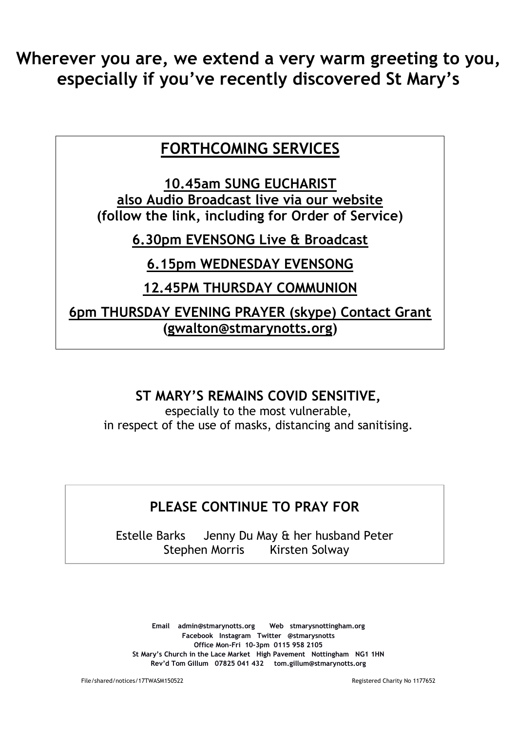# Wherever you are, we extend a very warm greeting to you, especially if you've recently discovered St Mary's

## FORTHCOMING SERVICES

**10.45am SUNG EUCHARIST**
**also Audio Broadcast live via our website**
**(follow the link, including for Order of Service)**

**6.30pm EVENSONG Live & Broadcast**

**6.15pm WEDNESDAY EVENSONG**

**12.45PM THURSDAY COMMUNION**

**6pm THURSDAY EVENING PRAYER (skype) Contact Grant (gwalton@stmarynotts.org)**

**ST MARY'S REMAINS COVID SENSITIVE,**
especially to the most vulnerable,
in respect of the use of masks, distancing and sanitising.

## PLEASE CONTINUE TO PRAY FOR

Estelle Barks    Jenny Du May & her husband Peter
Stephen Morris    Kirsten Solway

**Email admin@stmarynotts.org    Web stmarysnottingham.org**
**Facebook Instagram Twitter @stmarysnotts**
**Office Mon-Fri 10-3pm 0115 958 2105**
**St Mary's Church in the Lace Market High Pavement Nottingham NG1 1HN**
**Rev'd Tom Gillum 07825 041 432 tom.gillum@stmarynotts.org**

File/shared/notices/17TWASM150522    Registered Charity No 1177652